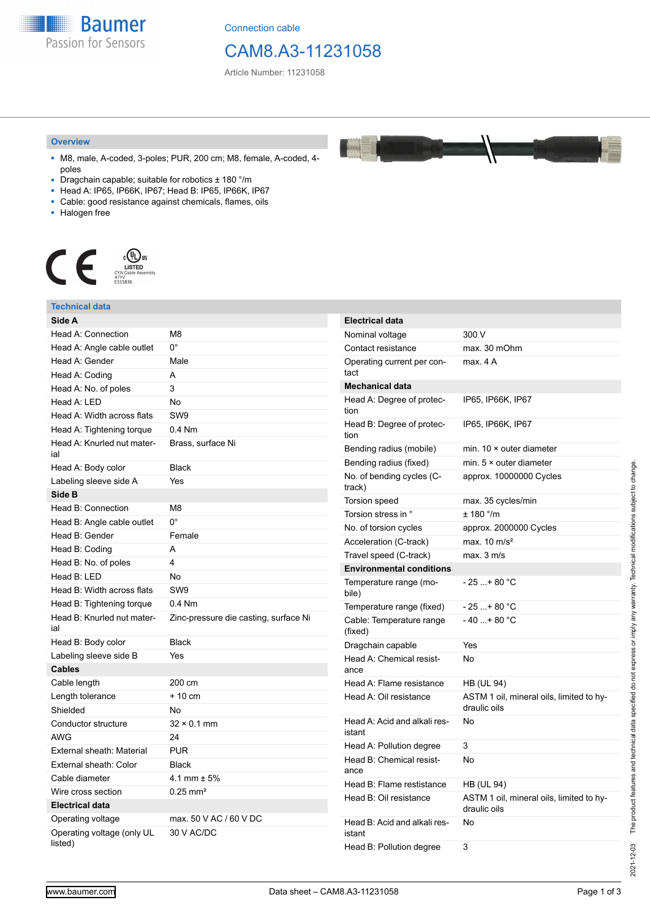Connection cable

# CAM8.A3-11231058

Article Number: 11231058

## Overview

- M8, male, A-coded, 3-poles; PUR, 200 cm; M8, female, A-coded, 4-poles
- Dragchain capable; suitable for robotics ± 180 °/m
- Head A: IP65, IP66K, IP67; Head B: IP65, IP66K, IP67
- Cable: good resistance against chemicals, flames, oils
- Halogen free

## Technical data

| Side A | |
|---|---|
| Head A: Connection | M8 |
| Head A: Angle cable outlet | 0° |
| Head A: Gender | Male |
| Head A: Coding | A |
| Head A: No. of poles | 3 |
| Head A: LED | No |
| Head A: Width across flats | SW9 |
| Head A: Tightening torque | 0.4 Nm |
| Head A: Knurled nut material | Brass, surface Ni |
| Head A: Body color | Black |
| Labeling sleeve side A | Yes |
| **Side B** | |
| Head B: Connection | M8 |
| Head B: Angle cable outlet | 0° |
| Head B: Gender | Female |
| Head B: Coding | A |
| Head B: No. of poles | 4 |
| Head B: LED | No |
| Head B: Width across flats | SW9 |
| Head B: Tightening torque | 0.4 Nm |
| Head B: Knurled nut material | Zinc-pressure die casting, surface Ni |
| Head B: Body color | Black |
| Labeling sleeve side B | Yes |
| **Cables** | |
| Cable length | 200 cm |
| Length tolerance | + 10 cm |
| Shielded | No |
| Conductor structure | 32 × 0.1 mm |
| AWG | 24 |
| External sheath: Material | PUR |
| External sheath: Color | Black |
| Cable diameter | 4.1 mm ± 5% |
| Wire cross section | 0.25 mm² |
| **Electrical data** | |
| Operating voltage | max. 50 V AC / 60 V DC |
| Operating voltage (only UL listed) | 30 V AC/DC |

| Electrical data | |
|---|---|
| Nominal voltage | 300 V |
| Contact resistance | max. 30 mOhm |
| Operating current per contact | max. 4 A |
| **Mechanical data** | |
| Head A: Degree of protection | IP65, IP66K, IP67 |
| Head B: Degree of protection | IP65, IP66K, IP67 |
| Bending radius (mobile) | min. 10 × outer diameter |
| Bending radius (fixed) | min. 5 × outer diameter |
| No. of bending cycles (C-track) | approx. 10000000 Cycles |
| Torsion speed | max. 35 cycles/min |
| Torsion stress in ° | ± 180 °/m |
| No. of torsion cycles | approx. 2000000 Cycles |
| Acceleration (C-track) | max. 10 m/s² |
| Travel speed (C-track) | max. 3 m/s |
| **Environmental conditions** | |
| Temperature range (mobile) | - 25 ...+ 80 °C |
| Temperature range (fixed) | - 25 ...+ 80 °C |
| Cable: Temperature range (fixed) | - 40 ...+ 80 °C |
| Dragchain capable | Yes |
| Head A: Chemical resistance | No |
| Head A: Flame resistance | HB (UL 94) |
| Head A: Oil resistance | ASTM 1 oil, mineral oils, limited to hydraulic oils |
| Head A: Acid and alkali resistant | No |
| Head A: Pollution degree | 3 |
| Head B: Chemical resistance | No |
| Head B: Flame resistance | HB (UL 94) |
| Head B: Oil resistance | ASTM 1 oil, mineral oils, limited to hydraulic oils |
| Head B: Acid and alkali resistant | No |
| Head B: Pollution degree | 3 |

2021-12-03 The product features and technical data specified do not express or imply any warranty. Technical modifications subject to change.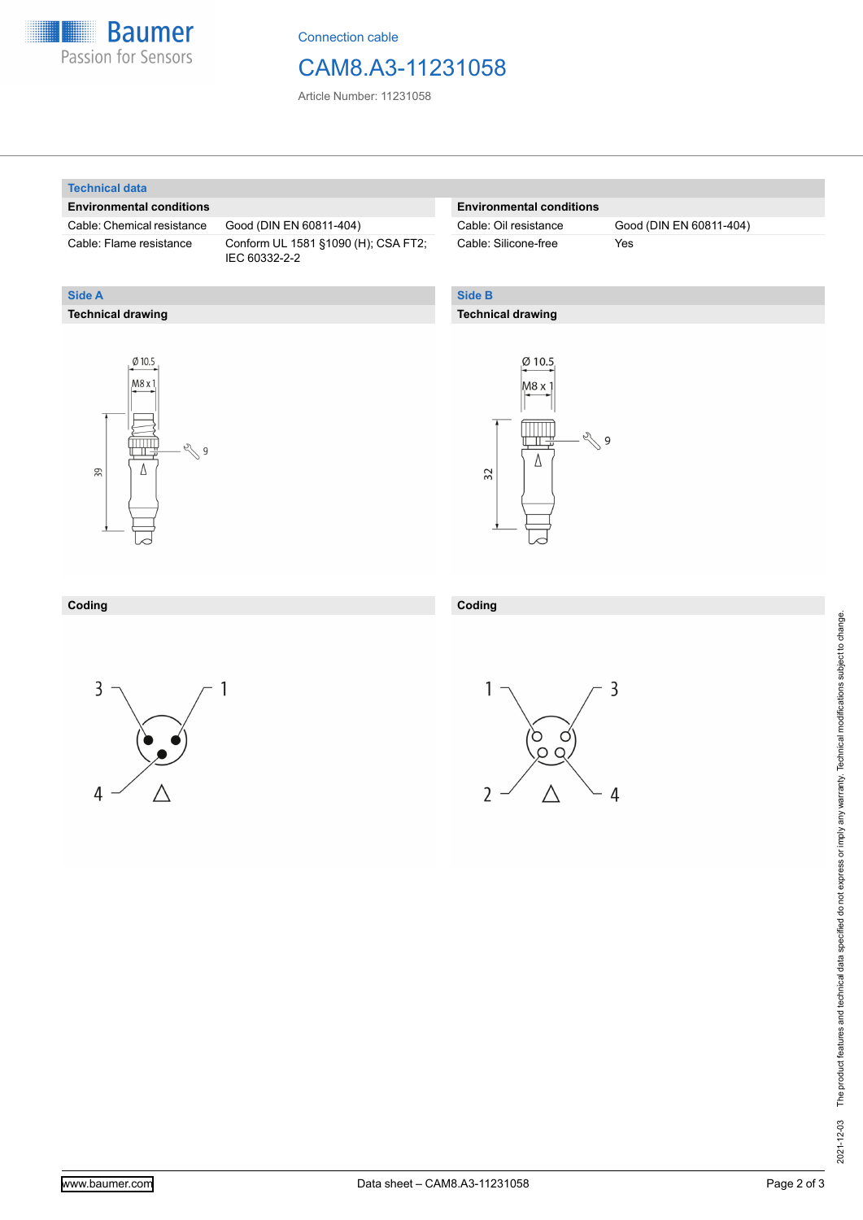Connection cable

# CAM8.A3-11231058

Article Number: 11231058

## Technical data

### Environmental conditions

| | |
|---|---|
| Cable: Chemical resistance | Good (DIN EN 60811-404) |
| Cable: Flame resistance | Conform UL 1581 §1090 (H); CSA FT2; IEC 60332-2-2 |
| Cable: Oil resistance | Good (DIN EN 60811-404) |
| Cable: Silicone-free | Yes |

## Side A

### Technical drawing

Ø 10,5
M8 x 1
9
39

### Coding

3 1
4

## Side B

### Technical drawing

Ø 10.5
M8 x 1
9
32

### Coding

1 3
2 4

The product features and technical data specified do not express or imply any warranty. Technical modifications subject to change.

2021-12-03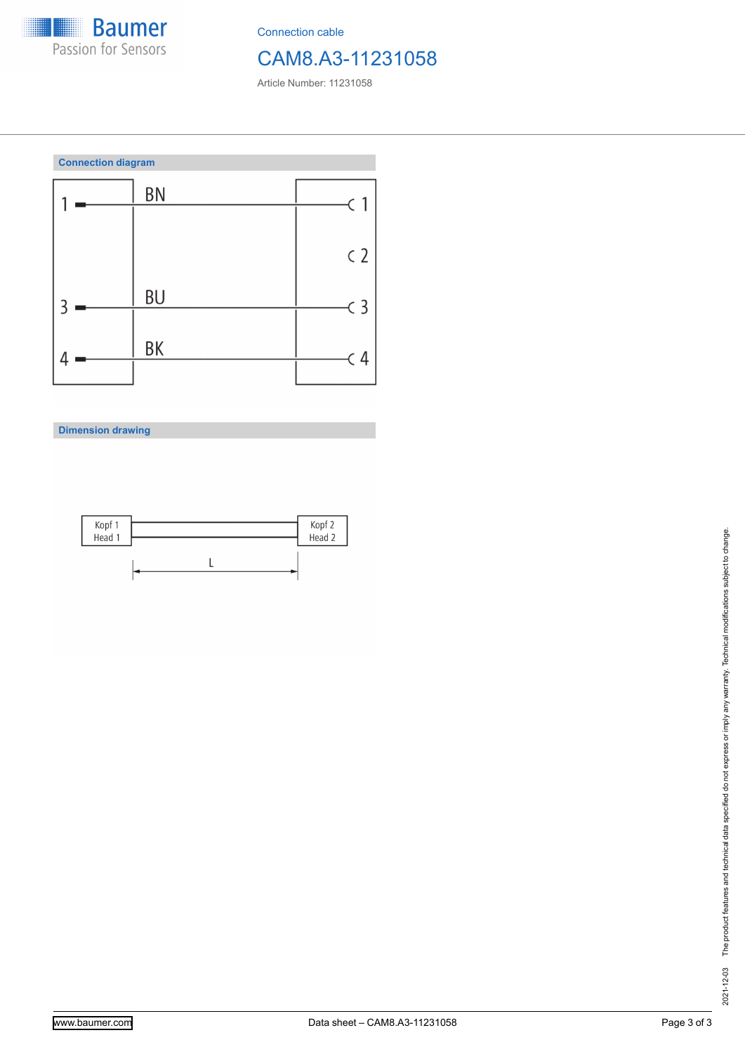Connection cable

# CAM8.A3-11231058

Article Number: 11231058

## Connection diagram

1 BN 1

2

3 BU 3

4 BK 4

## Dimension drawing

Kopf 1
Head 1

Kopf 2
Head 2

L

The product features and technical data specified do not express or imply any warranty. Technical modifications subject to change.

2021-12-03